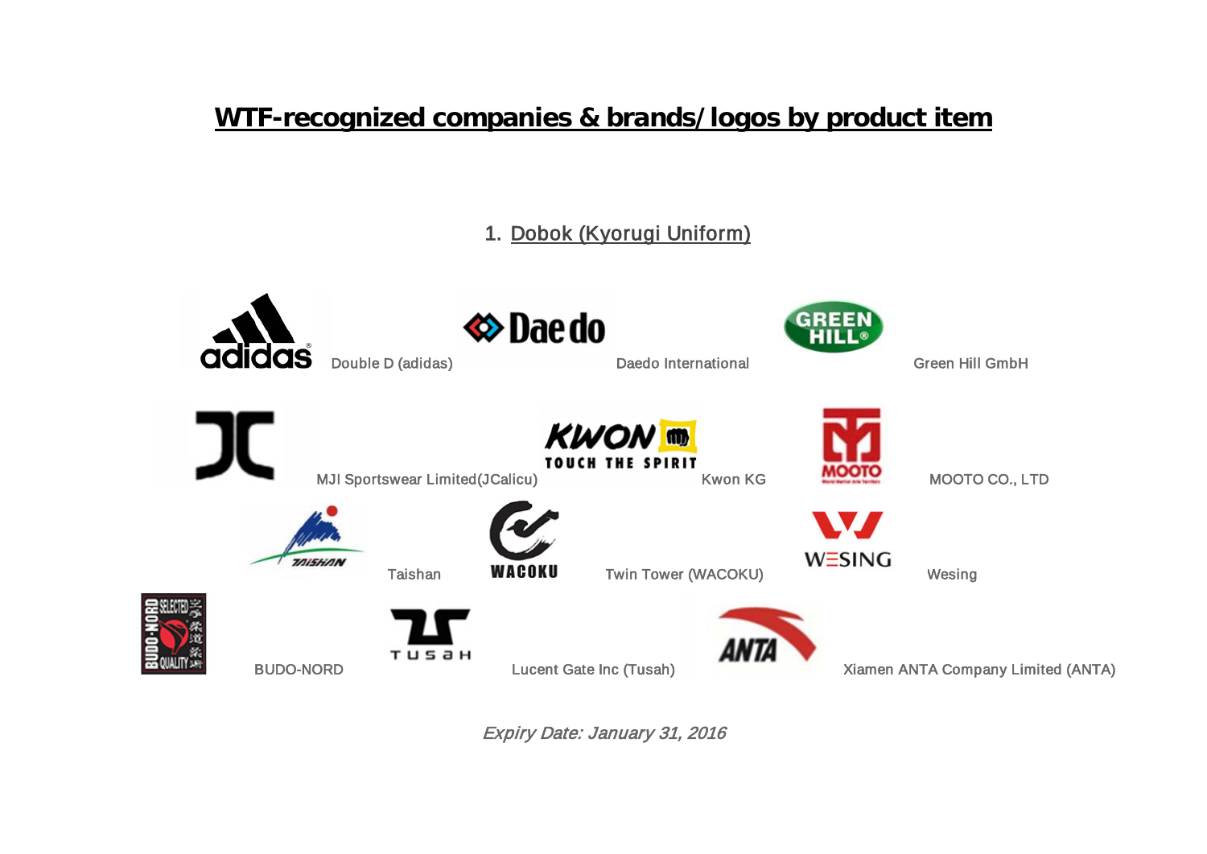# WTF-recognized companies & brands/logos by product item

## 1. Dobok (Kyorugi Uniform)

Double D (adidas)

Daedo International

Green Hill GmbH

MJI Sportswear Limited(JCalicu)

Kwon KG

MOOTO CO., LTD

Taishan

Twin Tower (WACOKU)

Wesing

BUDO-NORD

Lucent Gate Inc (Tusah)

Xiamen ANTA Company Limited (ANTA)

*Expiry Date: January 31, 2016*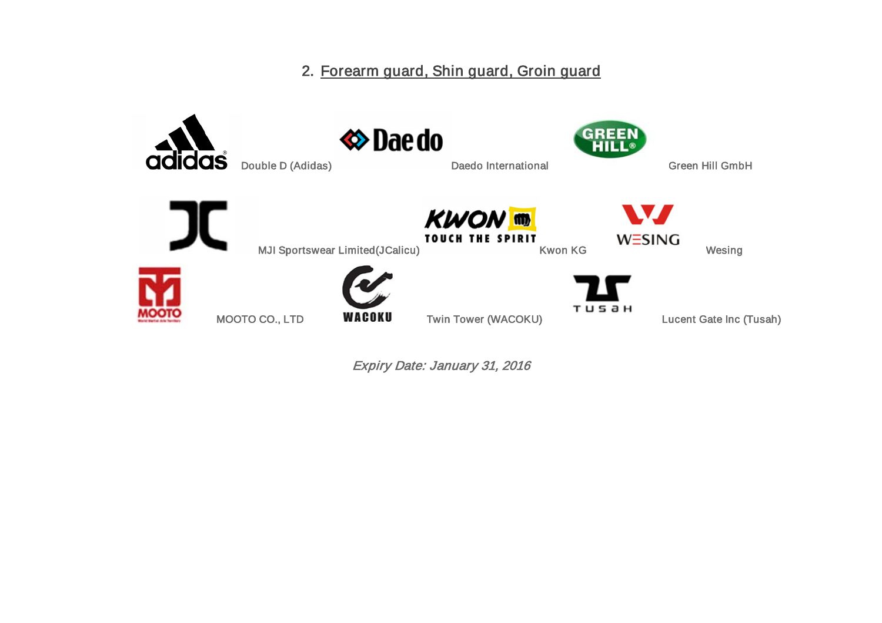## 2. Forearm guard, Shin guard, Groin guard

Double D (Adidas)

Daedo International

Green Hill GmbH

MJI Sportswear Limited(JCalicu)

Kwon KG

Wesing

MOOTO CO., LTD

Twin Tower (WACOKU)

Lucent Gate Inc (Tusah)

*Expiry Date: January 31, 2016*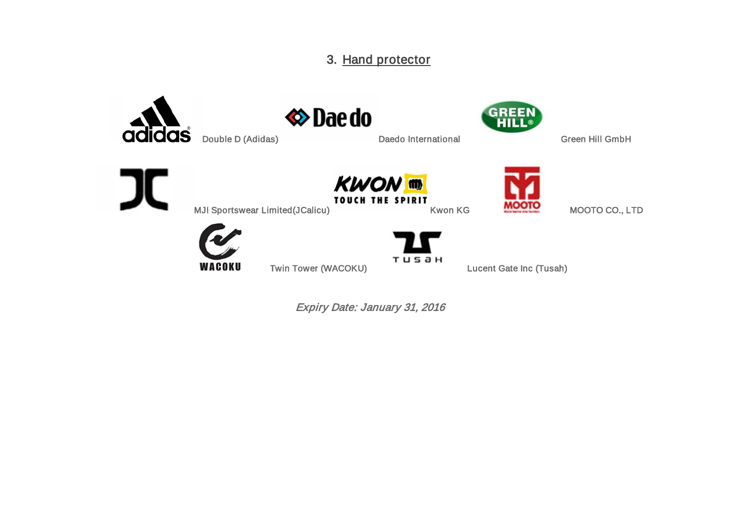## 3. Hand protector

Double D (Adidas)

Daedo International

Green Hill GmbH

MJI Sportswear Limited(JCalicu)

Kwon KG

MOOTO CO., LTD

Twin Tower (WACOKU)

Lucent Gate Inc (Tusah)

*Expiry Date: January 31, 2016*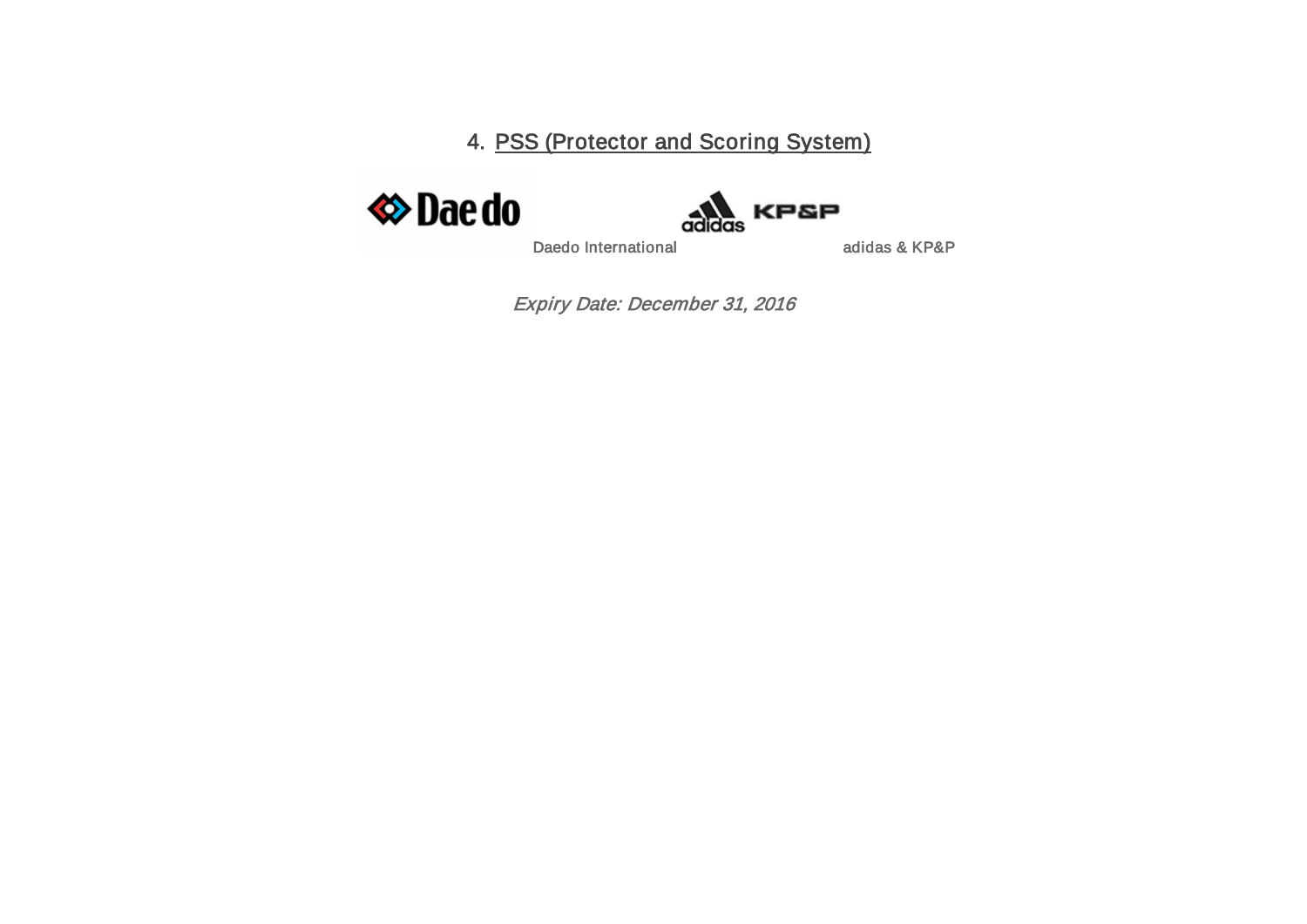## 4. PSS (Protector and Scoring System)

Daedo International

adidas & KP&P

*Expiry Date: December 31, 2016*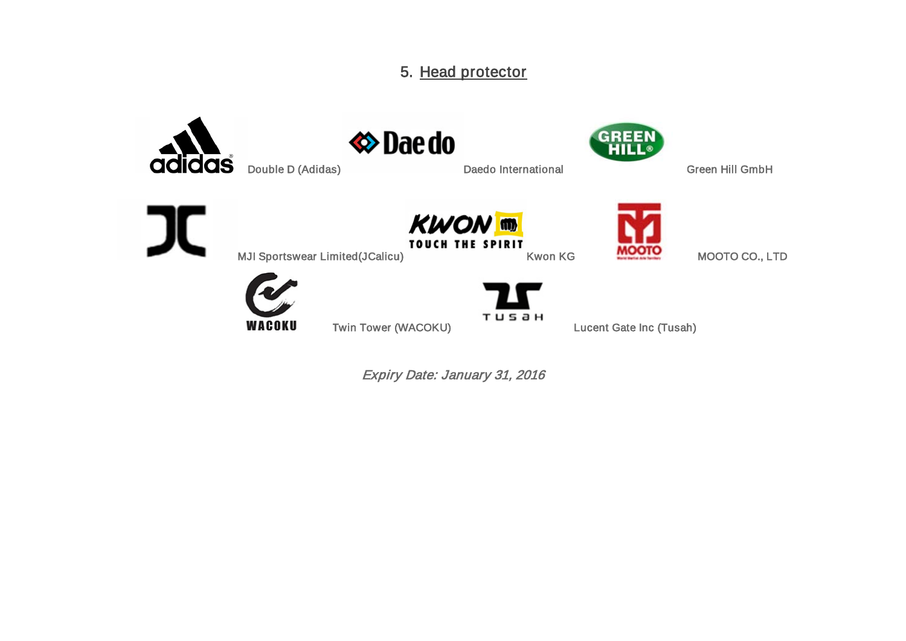## 5. Head protector

Double D (Adidas)

Daedo International

Green Hill GmbH

MJI Sportswear Limited(JCalicu)

Kwon KG

MOOTO CO., LTD

Twin Tower (WACOKU)

Lucent Gate Inc (Tusah)

*Expiry Date: January 31, 2016*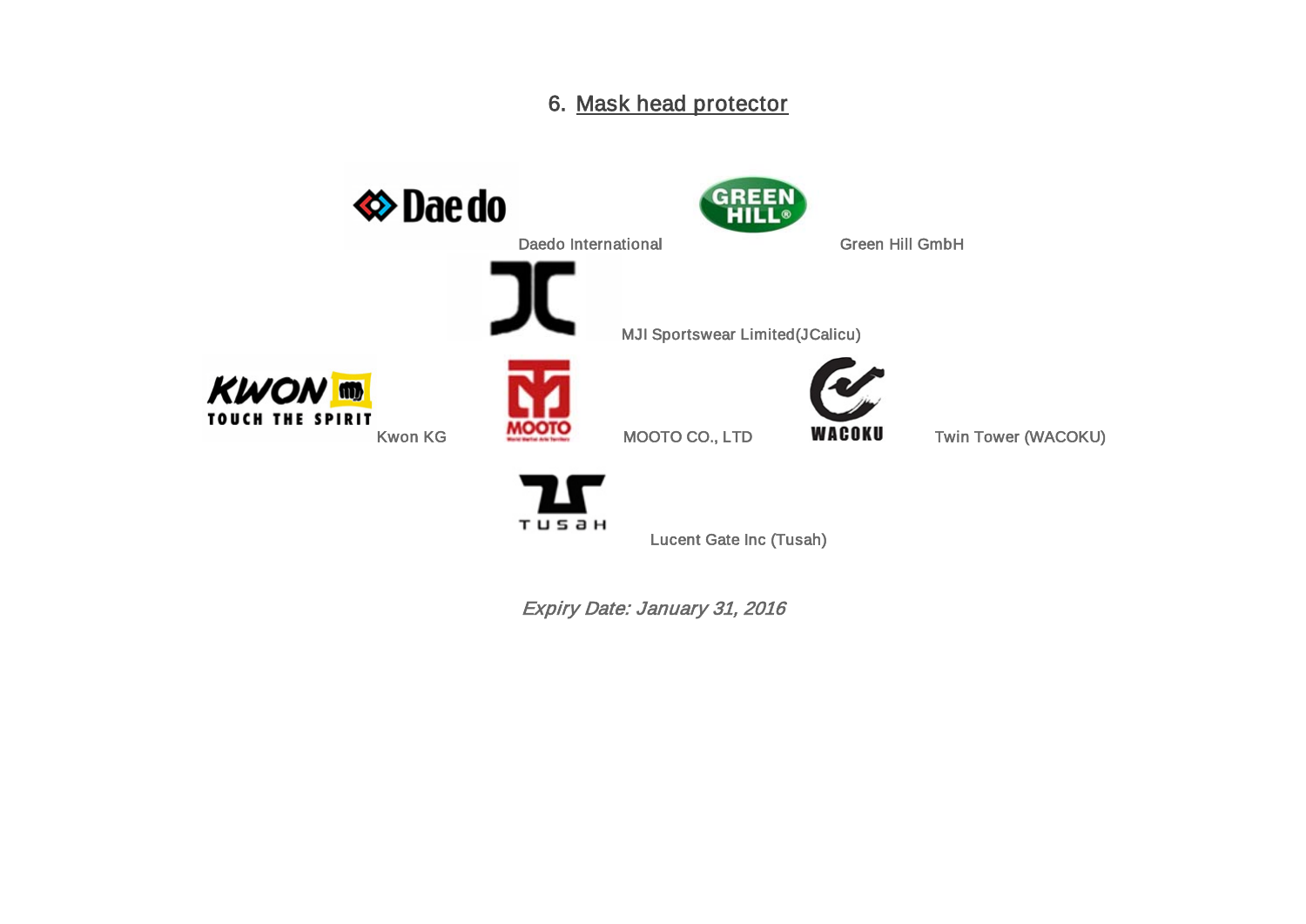## 6. Mask head protector

Daedo International

Green Hill GmbH

MJI Sportswear Limited(JCalicu)

Kwon KG

MOOTO CO., LTD

Twin Tower (WACOKU)

Lucent Gate Inc (Tusah)

*Expiry Date: January 31, 2016*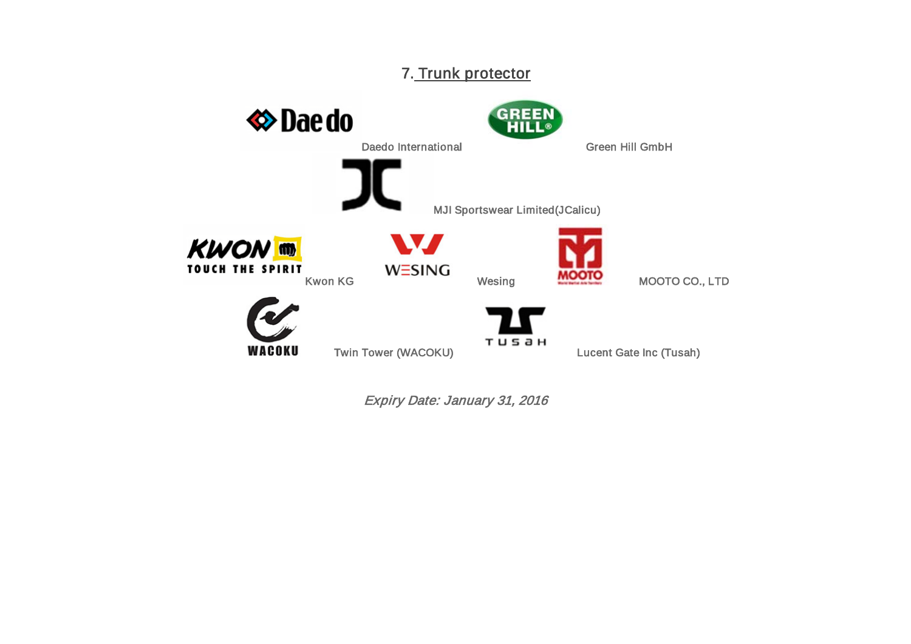## 7. Trunk protector

Daedo International

Green Hill GmbH

MJI Sportswear Limited(JCalicu)

Kwon KG

Wesing

MOOTO CO., LTD

Twin Tower (WACOKU)

Lucent Gate Inc (Tusah)

*Expiry Date: January 31, 2016*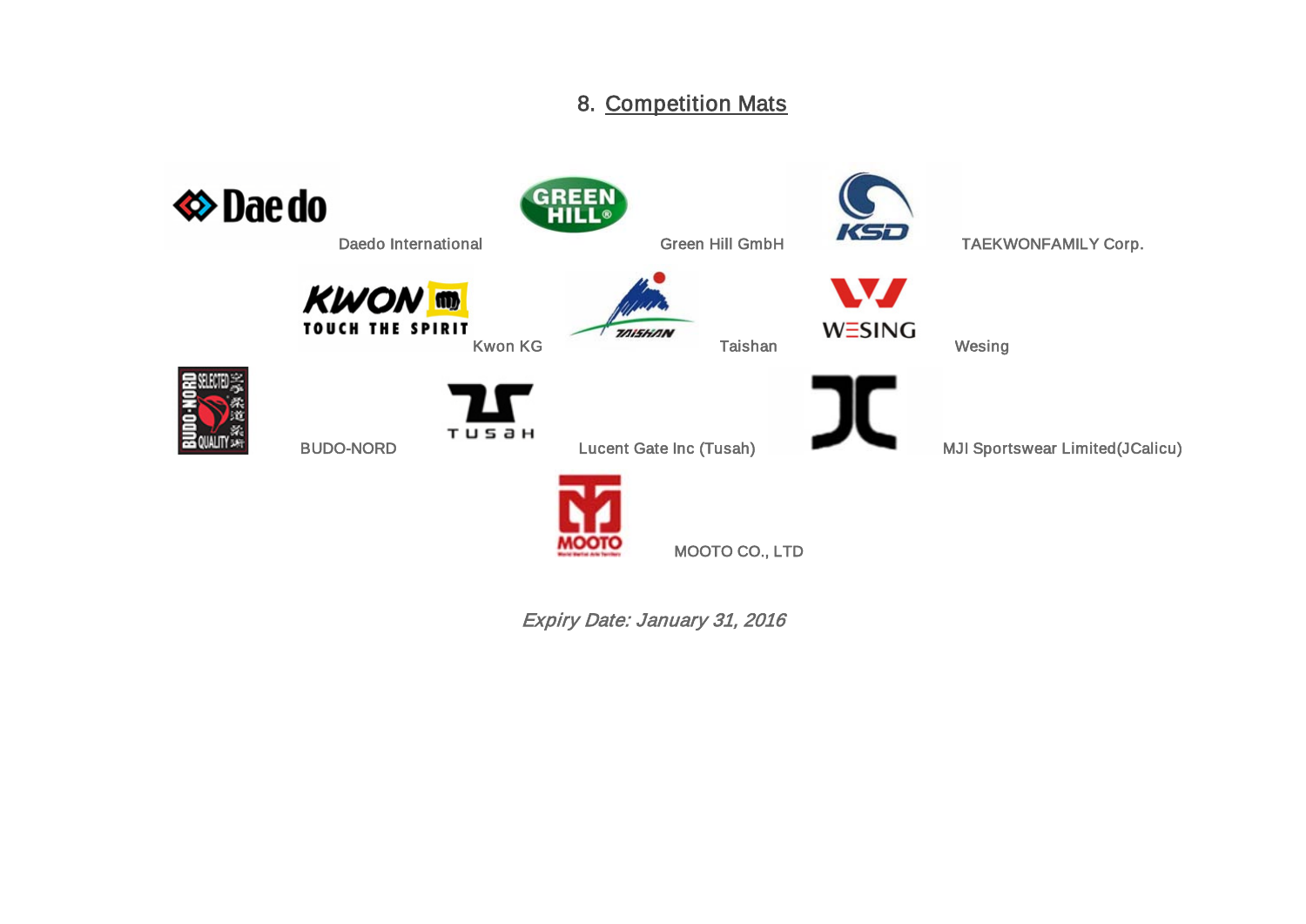## 8. Competition Mats

Daedo International

Green Hill GmbH

TAEKWONFAMILY Corp.

Kwon KG

Taishan

Wesing

BUDO-NORD

Lucent Gate Inc (Tusah)

MJI Sportswear Limited(JCalicu)

MOOTO CO., LTD

*Expiry Date: January 31, 2016*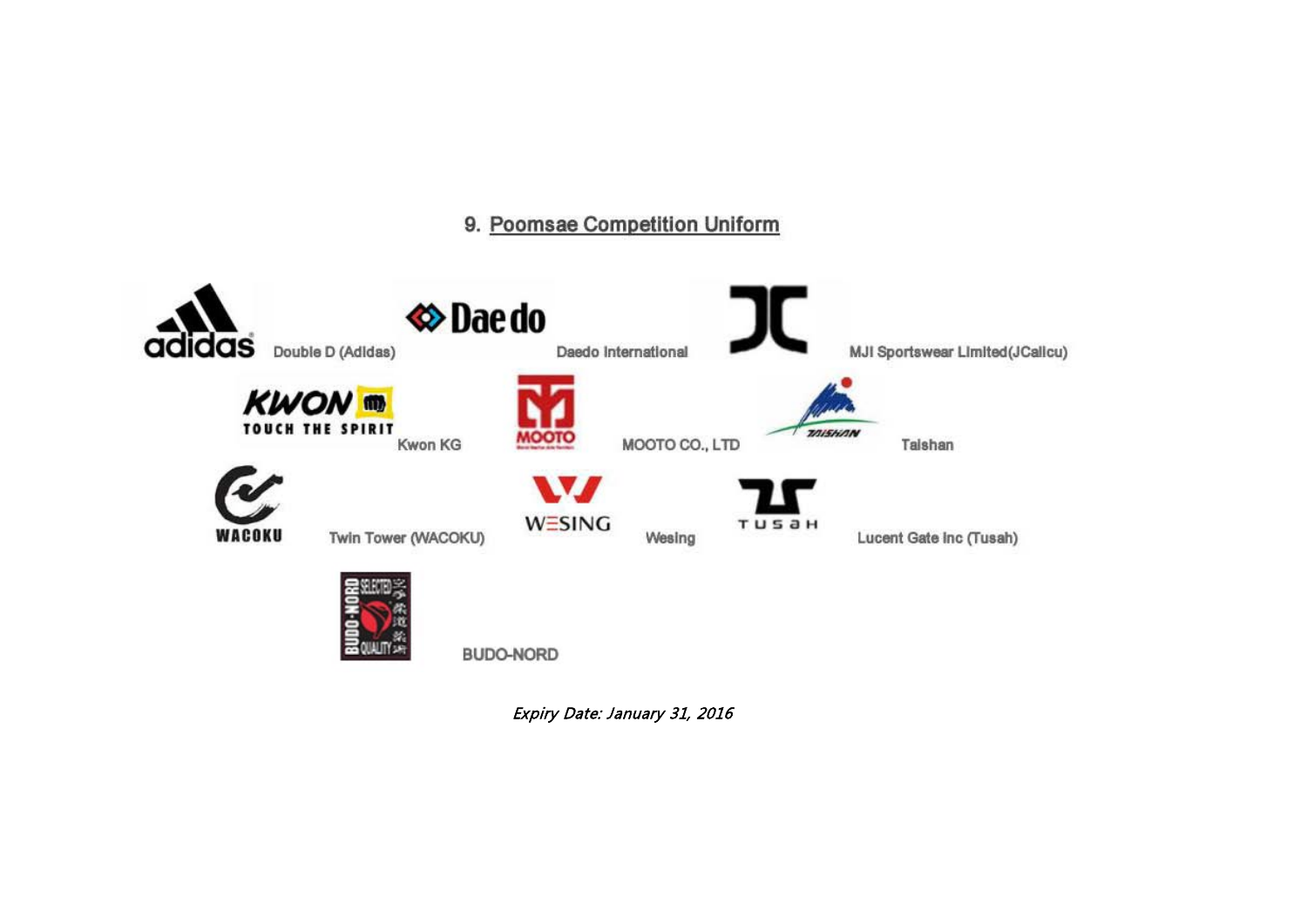## 9. Poomsae Competition Uniform

Double D (Adidas)

Daedo International

MJI Sportswear Limited(JCalicu)

Kwon KG

MOOTO CO., LTD

Taishan

Twin Tower (WACOKU)

Wesing

Lucent Gate Inc (Tusah)

BUDO-NORD

*Expiry Date: January 31, 2016*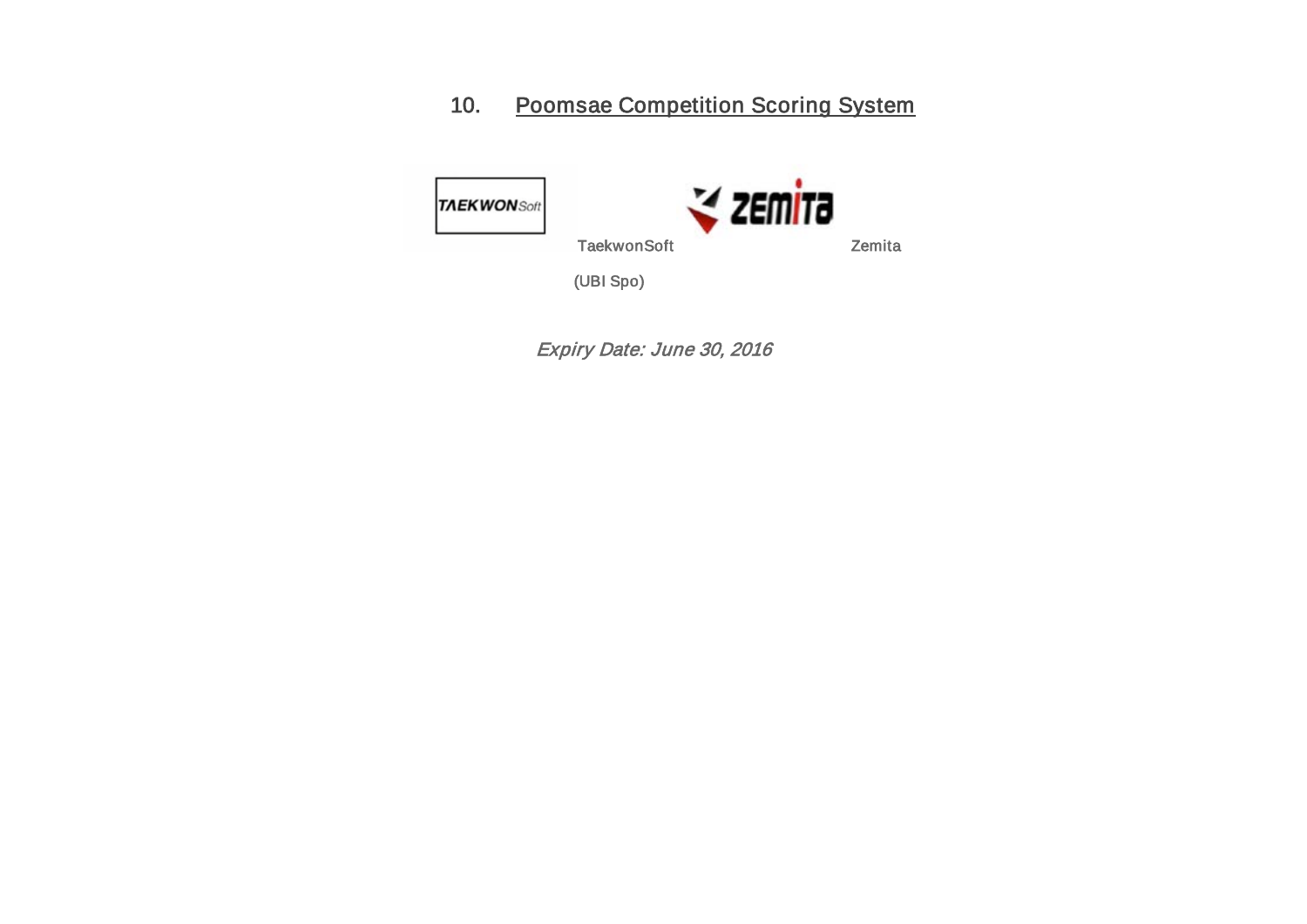## 10. Poomsae Competition Scoring System

TaekwonSoft (UBI Spo)

Zemita

*Expiry Date: June 30, 2016*